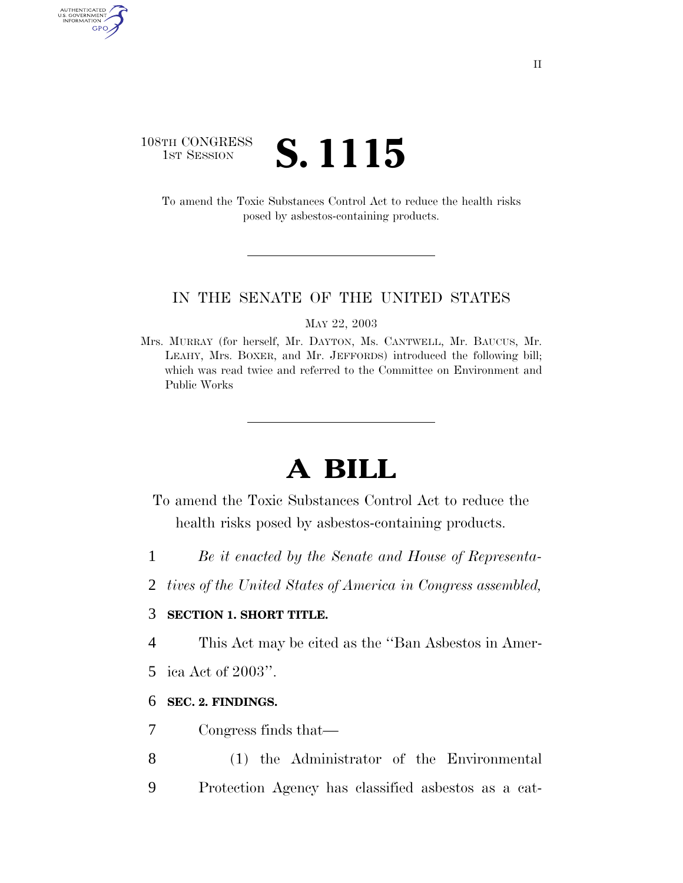108TH CONGRESS
1ST SESSION

# S. 1115

To amend the Toxic Substances Control Act to reduce the health risks posed by asbestos-containing products.

---

IN THE SENATE OF THE UNITED STATES

MAY 22, 2003

Mrs. MURRAY (for herself, Mr. DAYTON, Ms. CANTWELL, Mr. BAUCUS, Mr. LEAHY, Mrs. BOXER, and Mr. JEFFORDS) introduced the following bill; which was read twice and referred to the Committee on Environment and Public Works

---

# A BILL

To amend the Toxic Substances Control Act to reduce the health risks posed by asbestos-containing products.

1 *Be it enacted by the Senate and House of Representa-*
2 *tives of the United States of America in Congress assembled,*

3 **SECTION 1. SHORT TITLE.**

4 This Act may be cited as the ''Ban Asbestos in Amer-
5 ica Act of 2003''.

6 **SEC. 2. FINDINGS.**

7 Congress finds that—

8 (1) the Administrator of the Environmental
9 Protection Agency has classified asbestos as a cat-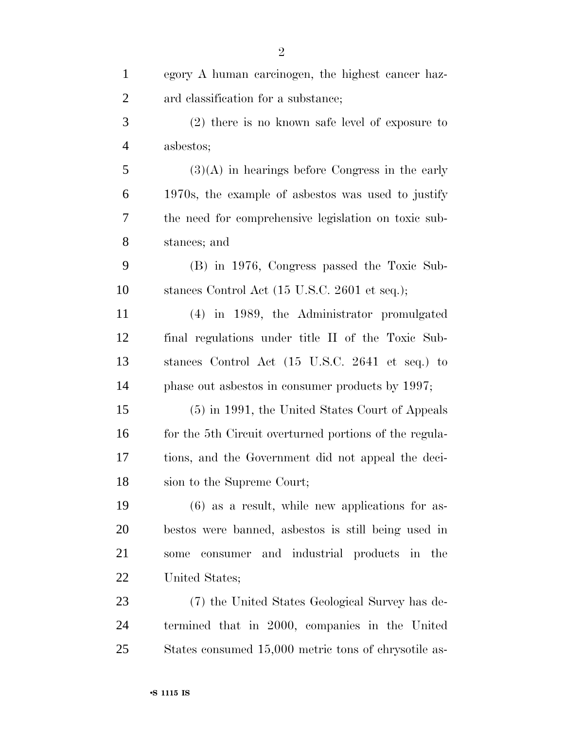egory A human carcinogen, the highest cancer hazard classification for a substance;

(2) there is no known safe level of exposure to asbestos;

(3)(A) in hearings before Congress in the early 1970s, the example of asbestos was used to justify the need for comprehensive legislation on toxic substances; and

(B) in 1976, Congress passed the Toxic Substances Control Act (15 U.S.C. 2601 et seq.);

(4) in 1989, the Administrator promulgated final regulations under title II of the Toxic Substances Control Act (15 U.S.C. 2641 et seq.) to phase out asbestos in consumer products by 1997;

(5) in 1991, the United States Court of Appeals for the 5th Circuit overturned portions of the regulations, and the Government did not appeal the decision to the Supreme Court;

(6) as a result, while new applications for asbestos were banned, asbestos is still being used in some consumer and industrial products in the United States;

(7) the United States Geological Survey has determined that in 2000, companies in the United States consumed 15,000 metric tons of chrysotile as-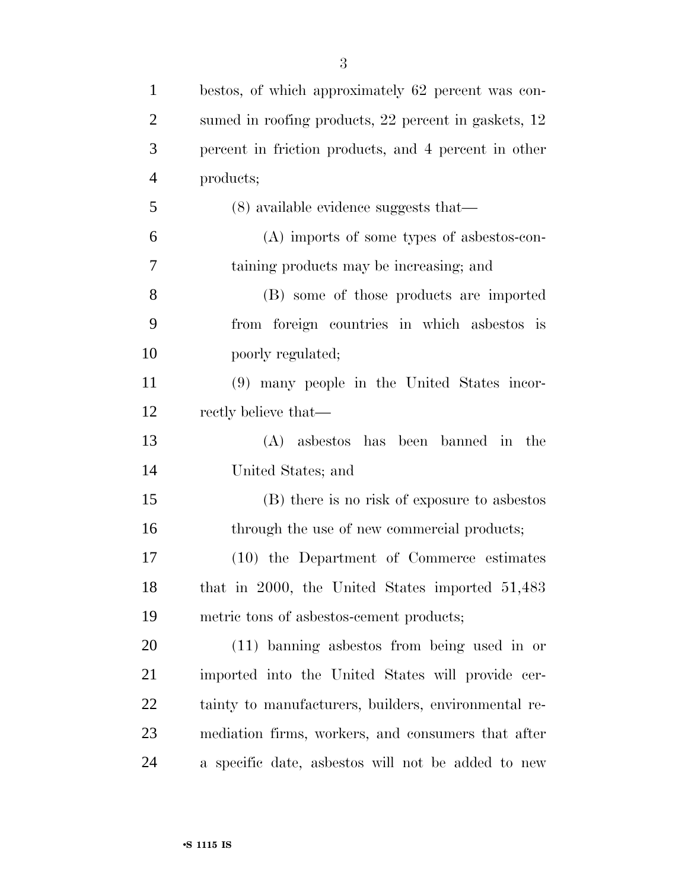bestos, of which approximately 62 percent was consumed in roofing products, 22 percent in gaskets, 12 percent in friction products, and 4 percent in other products;

(8) available evidence suggests that—

(A) imports of some types of asbestos-containing products may be increasing; and

(B) some of those products are imported from foreign countries in which asbestos is poorly regulated;

(9) many people in the United States incorrectly believe that—

(A) asbestos has been banned in the United States; and

(B) there is no risk of exposure to asbestos through the use of new commercial products;

(10) the Department of Commerce estimates that in 2000, the United States imported 51,483 metric tons of asbestos-cement products;

(11) banning asbestos from being used in or imported into the United States will provide certainty to manufacturers, builders, environmental remediation firms, workers, and consumers that after a specific date, asbestos will not be added to new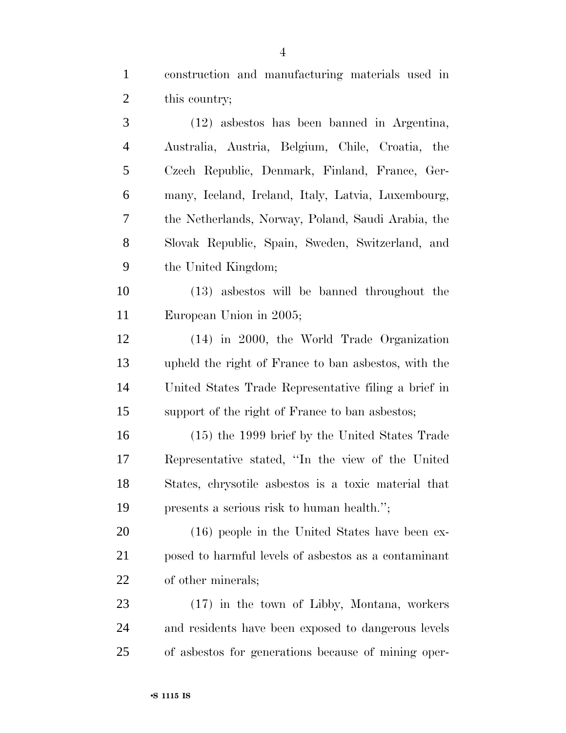construction and manufacturing materials used in this country;

(12) asbestos has been banned in Argentina, Australia, Austria, Belgium, Chile, Croatia, the Czech Republic, Denmark, Finland, France, Germany, Iceland, Ireland, Italy, Latvia, Luxembourg, the Netherlands, Norway, Poland, Saudi Arabia, the Slovak Republic, Spain, Sweden, Switzerland, and the United Kingdom;

(13) asbestos will be banned throughout the European Union in 2005;

(14) in 2000, the World Trade Organization upheld the right of France to ban asbestos, with the United States Trade Representative filing a brief in support of the right of France to ban asbestos;

(15) the 1999 brief by the United States Trade Representative stated, "In the view of the United States, chrysotile asbestos is a toxic material that presents a serious risk to human health.";

(16) people in the United States have been exposed to harmful levels of asbestos as a contaminant of other minerals;

(17) in the town of Libby, Montana, workers and residents have been exposed to dangerous levels of asbestos for generations because of mining oper-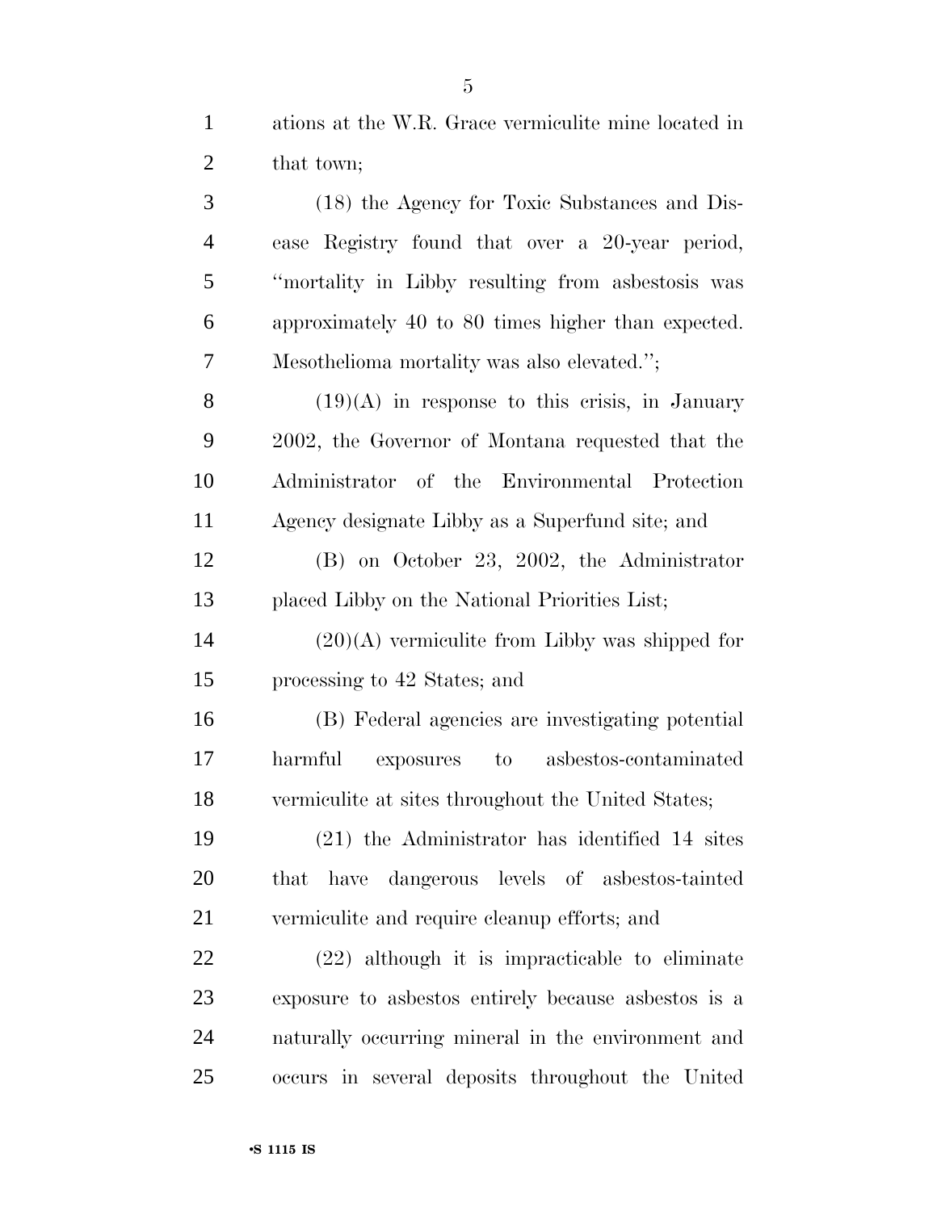ations at the W.R. Grace vermiculite mine located in that town;

(18) the Agency for Toxic Substances and Disease Registry found that over a 20-year period, "mortality in Libby resulting from asbestosis was approximately 40 to 80 times higher than expected. Mesothelioma mortality was also elevated.";

(19)(A) in response to this crisis, in January 2002, the Governor of Montana requested that the Administrator of the Environmental Protection Agency designate Libby as a Superfund site; and

(B) on October 23, 2002, the Administrator placed Libby on the National Priorities List;

(20)(A) vermiculite from Libby was shipped for processing to 42 States; and

(B) Federal agencies are investigating potential harmful exposures to asbestos-contaminated vermiculite at sites throughout the United States;

(21) the Administrator has identified 14 sites that have dangerous levels of asbestos-tainted vermiculite and require cleanup efforts; and

(22) although it is impracticable to eliminate exposure to asbestos entirely because asbestos is a naturally occurring mineral in the environment and occurs in several deposits throughout the United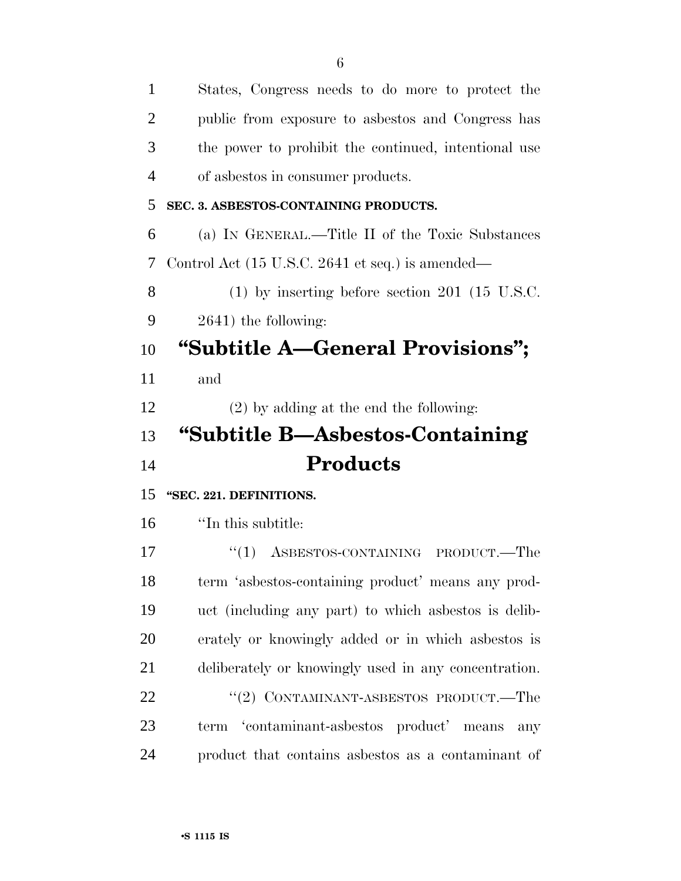States, Congress needs to do more to protect the public from exposure to asbestos and Congress has the power to prohibit the continued, intentional use of asbestos in consumer products.

**SEC. 3. ASBESTOS-CONTAINING PRODUCTS.**

(a) IN GENERAL.—Title II of the Toxic Substances Control Act (15 U.S.C. 2641 et seq.) is amended—

(1) by inserting before section 201 (15 U.S.C. 2641) the following:

## "Subtitle A—General Provisions";

and

(2) by adding at the end the following:

## "Subtitle B—Asbestos-Containing Products

**"SEC. 221. DEFINITIONS.**

"In this subtitle:

"(1) ASBESTOS-CONTAINING PRODUCT.—The term 'asbestos-containing product' means any product (including any part) to which asbestos is deliberately or knowingly added or in which asbestos is deliberately or knowingly used in any concentration.

"(2) CONTAMINANT-ASBESTOS PRODUCT.—The term 'contaminant-asbestos product' means any product that contains asbestos as a contaminant of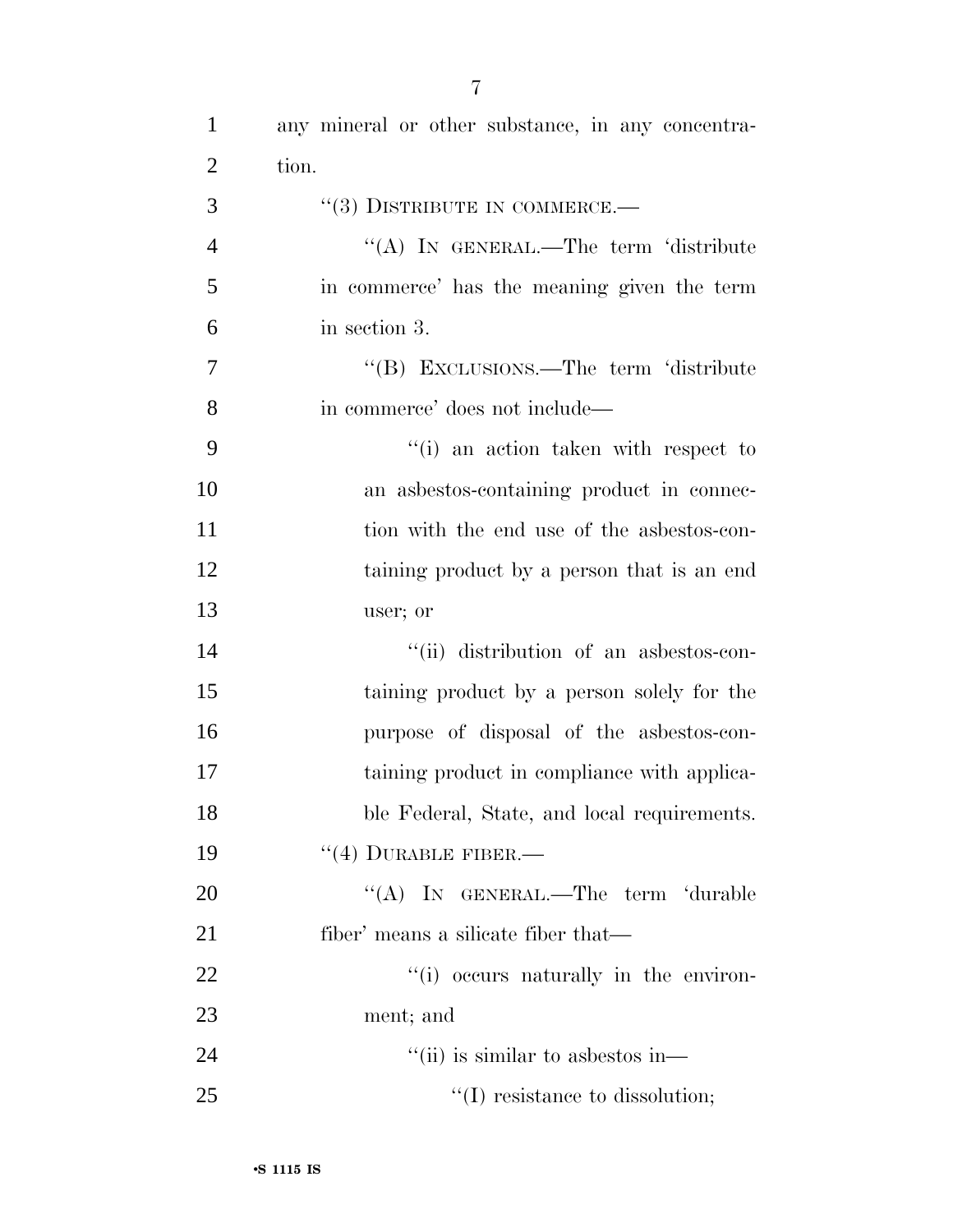any mineral or other substance, in any concentration.

"(3) DISTRIBUTE IN COMMERCE.—

"(A) IN GENERAL.—The term 'distribute in commerce' has the meaning given the term in section 3.

"(B) EXCLUSIONS.—The term 'distribute in commerce' does not include—

"(i) an action taken with respect to an asbestos-containing product in connection with the end use of the asbestos-containing product by a person that is an end user; or

"(ii) distribution of an asbestos-containing product by a person solely for the purpose of disposal of the asbestos-containing product in compliance with applicable Federal, State, and local requirements.

"(4) DURABLE FIBER.—

"(A) IN GENERAL.—The term 'durable fiber' means a silicate fiber that—

"(i) occurs naturally in the environment; and

"(ii) is similar to asbestos in—

"(I) resistance to dissolution;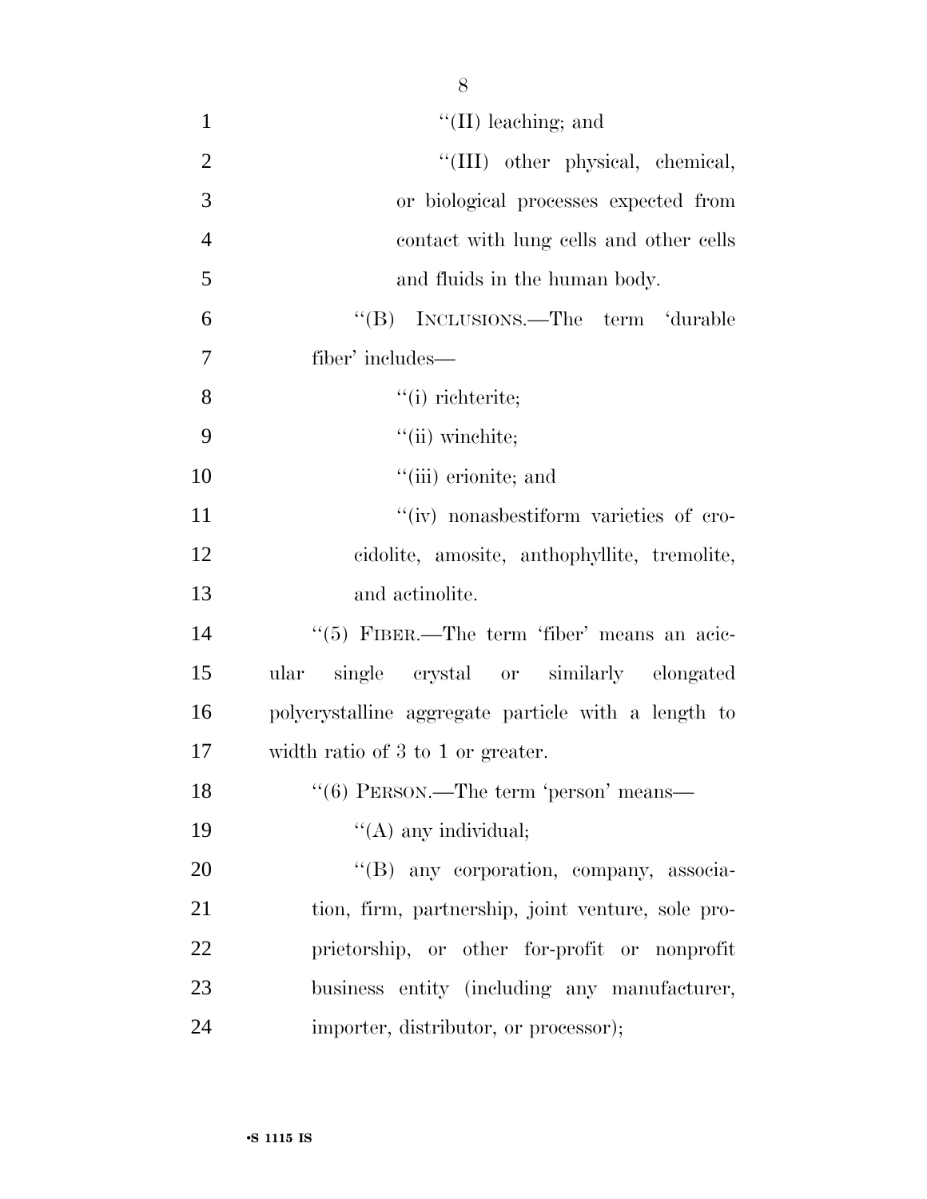''(II) leaching; and

''(III) other physical, chemical, or biological processes expected from contact with lung cells and other cells and fluids in the human body.

''(B) INCLUSIONS.—The term 'durable fiber' includes—

''(i) richterite;

''(ii) winchite;

''(iii) erionite; and

''(iv) nonasbestiform varieties of crocidolite, amosite, anthophyllite, tremolite, and actinolite.

''(5) FIBER.—The term 'fiber' means an acicular single crystal or similarly elongated polycrystalline aggregate particle with a length to width ratio of 3 to 1 or greater.

''(6) PERSON.—The term 'person' means—

''(A) any individual;

''(B) any corporation, company, association, firm, partnership, joint venture, sole proprietorship, or other for-profit or nonprofit business entity (including any manufacturer, importer, distributor, or processor);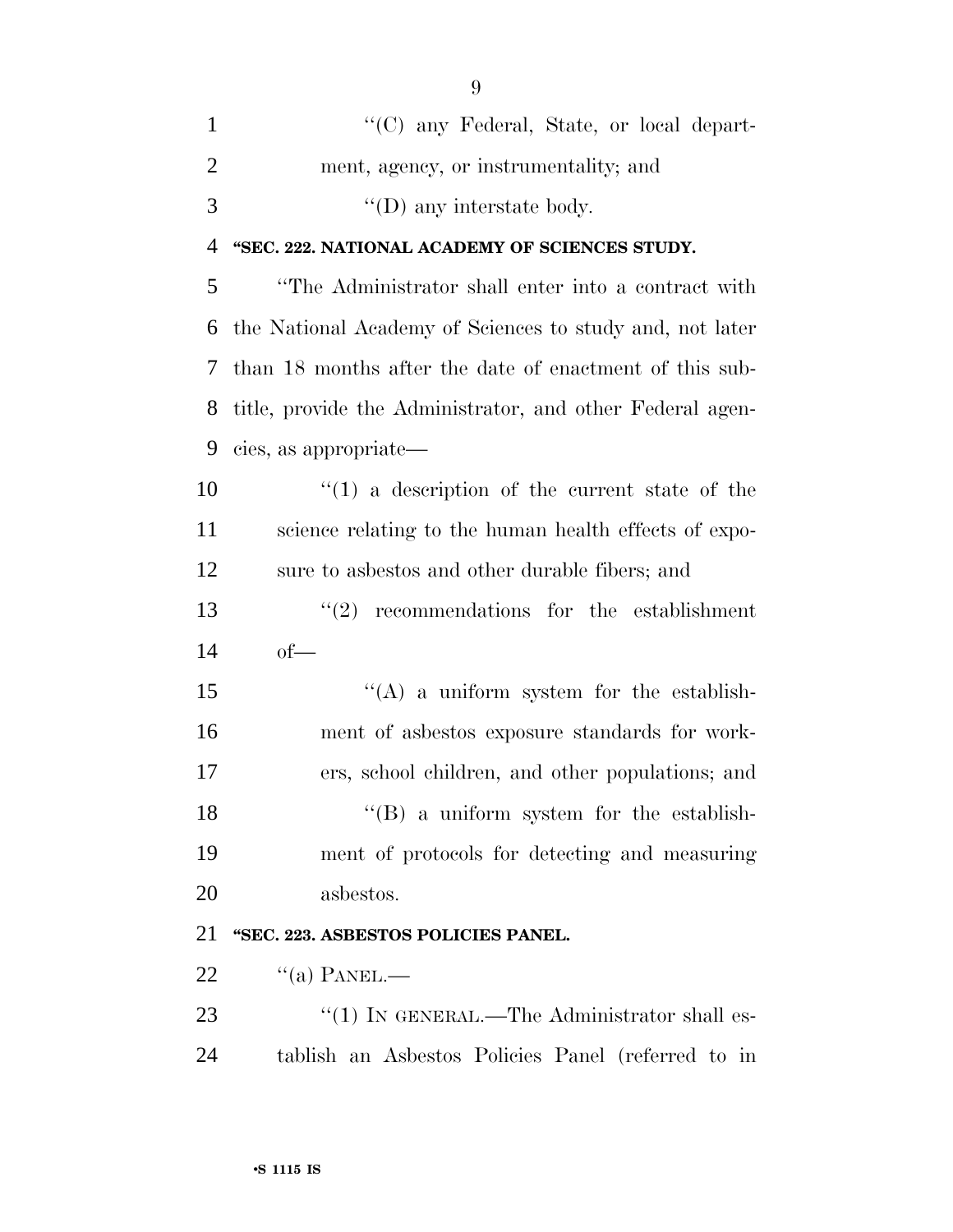''(C) any Federal, State, or local department, agency, or instrumentality; and

''(D) any interstate body.

**''SEC. 222. NATIONAL ACADEMY OF SCIENCES STUDY.**

''The Administrator shall enter into a contract with the National Academy of Sciences to study and, not later than 18 months after the date of enactment of this subtitle, provide the Administrator, and other Federal agencies, as appropriate—

''(1) a description of the current state of the science relating to the human health effects of exposure to asbestos and other durable fibers; and

''(2) recommendations for the establishment of—

''(A) a uniform system for the establishment of asbestos exposure standards for workers, school children, and other populations; and

''(B) a uniform system for the establishment of protocols for detecting and measuring asbestos.

**''SEC. 223. ASBESTOS POLICIES PANEL.**

''(a) PANEL.—

''(1) IN GENERAL.—The Administrator shall establish an Asbestos Policies Panel (referred to in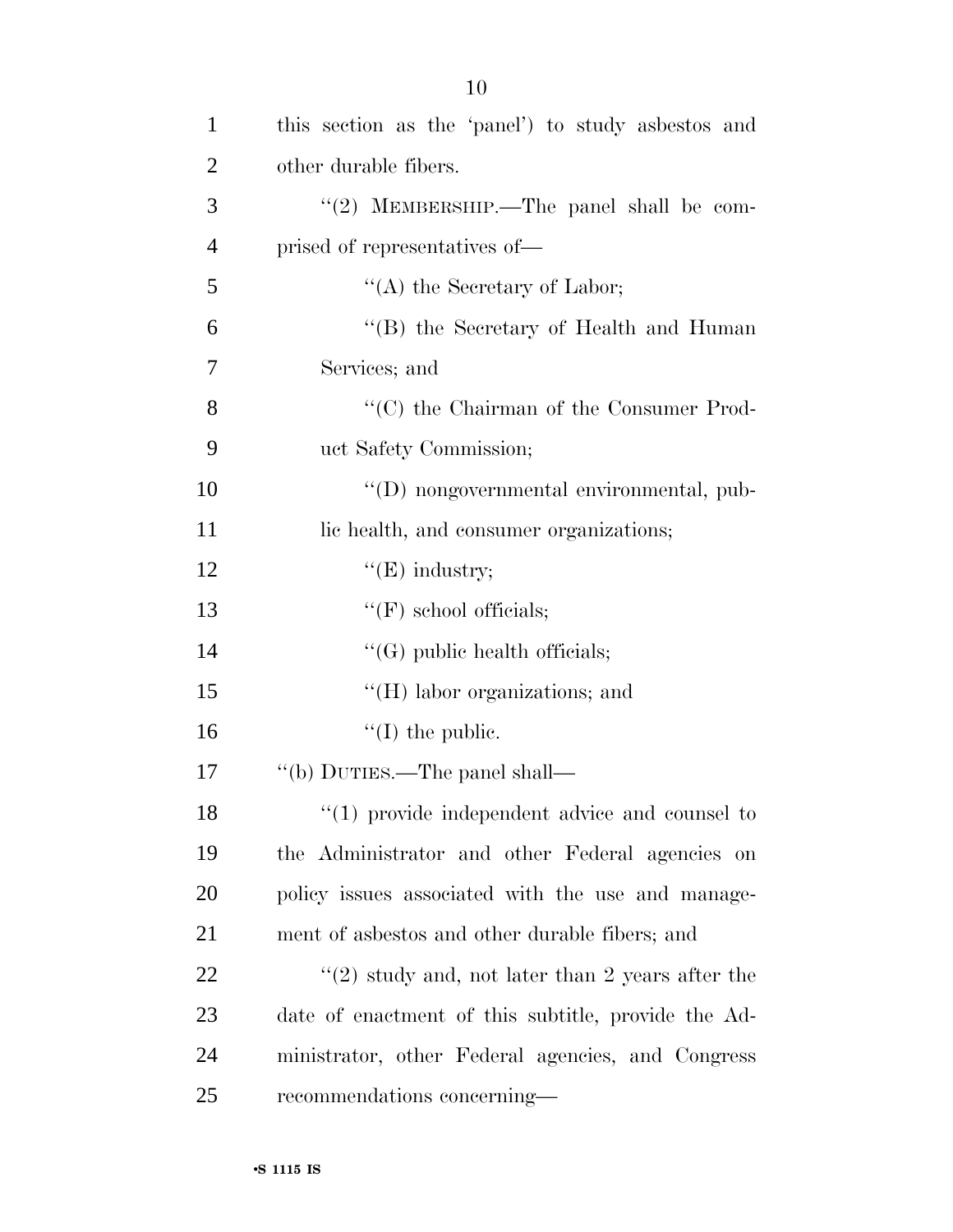this section as the 'panel') to study asbestos and other durable fibers.

"(2) MEMBERSHIP.—The panel shall be comprised of representatives of—

"(A) the Secretary of Labor;

"(B) the Secretary of Health and Human Services; and

"(C) the Chairman of the Consumer Product Safety Commission;

"(D) nongovernmental environmental, public health, and consumer organizations;

"(E) industry;

"(F) school officials;

"(G) public health officials;

"(H) labor organizations; and

"(I) the public.

"(b) DUTIES.—The panel shall—

"(1) provide independent advice and counsel to the Administrator and other Federal agencies on policy issues associated with the use and management of asbestos and other durable fibers; and

"(2) study and, not later than 2 years after the date of enactment of this subtitle, provide the Administrator, other Federal agencies, and Congress recommendations concerning—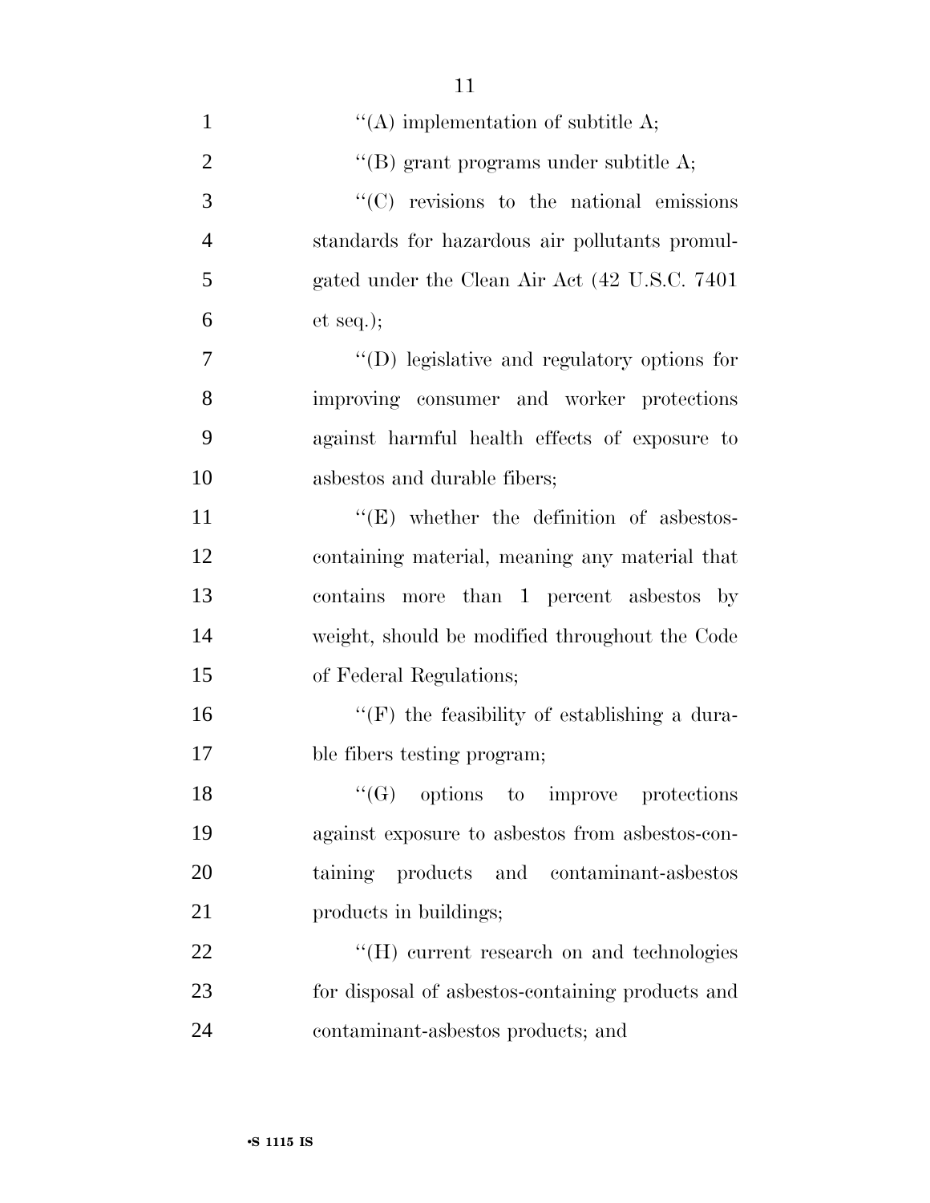''(A) implementation of subtitle A;

''(B) grant programs under subtitle A;

''(C) revisions to the national emissions standards for hazardous air pollutants promulgated under the Clean Air Act (42 U.S.C. 7401 et seq.);

''(D) legislative and regulatory options for improving consumer and worker protections against harmful health effects of exposure to asbestos and durable fibers;

''(E) whether the definition of asbestos-containing material, meaning any material that contains more than 1 percent asbestos by weight, should be modified throughout the Code of Federal Regulations;

''(F) the feasibility of establishing a durable fibers testing program;

''(G) options to improve protections against exposure to asbestos from asbestos-containing products and contaminant-asbestos products in buildings;

''(H) current research on and technologies for disposal of asbestos-containing products and contaminant-asbestos products; and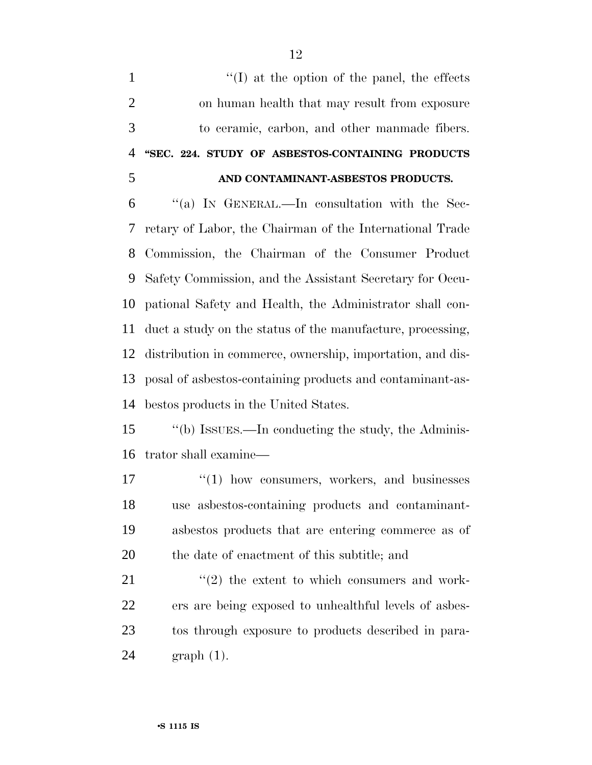''(I) at the option of the panel, the effects on human health that may result from exposure to ceramic, carbon, and other manmade fibers.

**"SEC. 224. STUDY OF ASBESTOS-CONTAINING PRODUCTS AND CONTAMINANT-ASBESTOS PRODUCTS.**

''(a) IN GENERAL.—In consultation with the Secretary of Labor, the Chairman of the International Trade Commission, the Chairman of the Consumer Product Safety Commission, and the Assistant Secretary for Occupational Safety and Health, the Administrator shall conduct a study on the status of the manufacture, processing, distribution in commerce, ownership, importation, and disposal of asbestos-containing products and contaminant-asbestos products in the United States.

''(b) ISSUES.—In conducting the study, the Administrator shall examine—

''(1) how consumers, workers, and businesses use asbestos-containing products and contaminant-asbestos products that are entering commerce as of the date of enactment of this subtitle; and

''(2) the extent to which consumers and workers are being exposed to unhealthful levels of asbestos through exposure to products described in paragraph (1).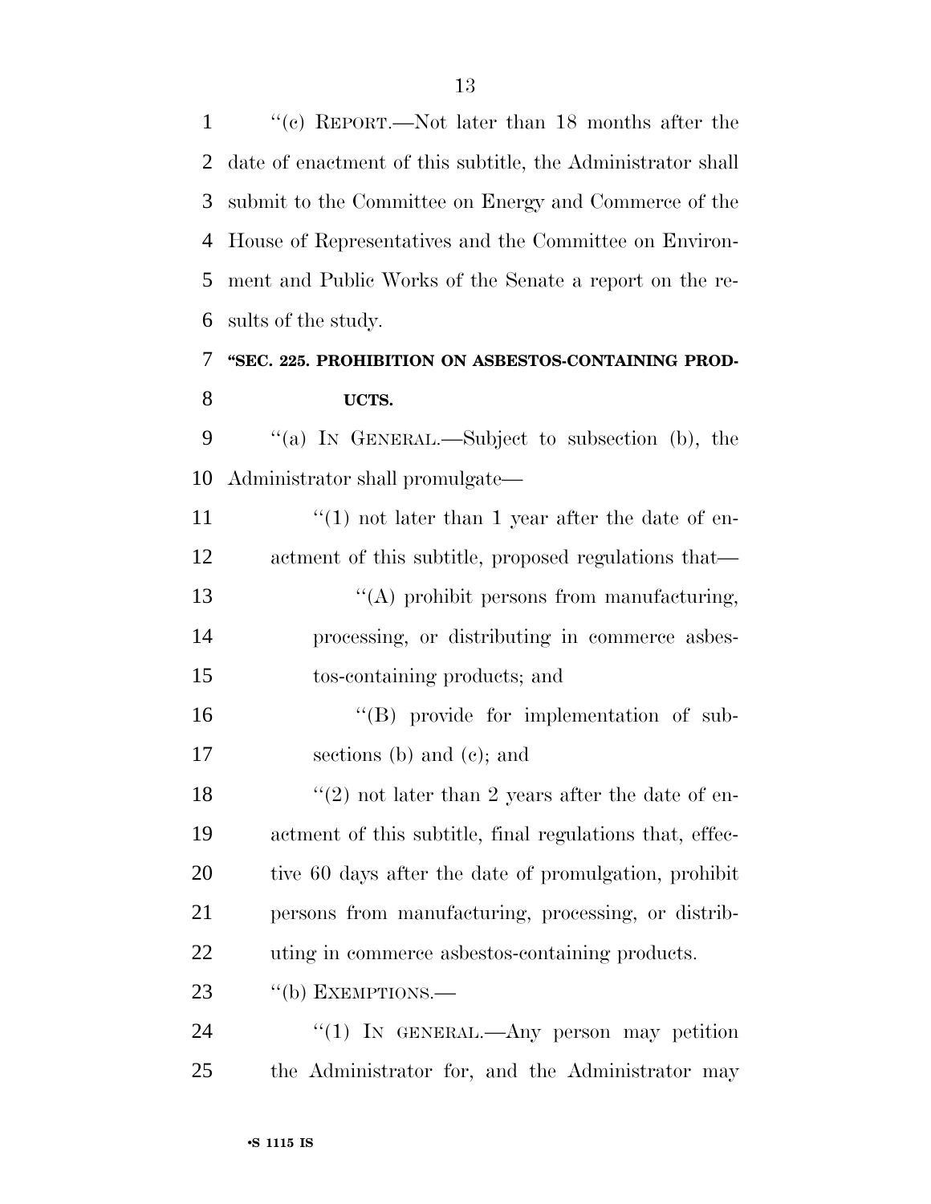''(c) REPORT.—Not later than 18 months after the date of enactment of this subtitle, the Administrator shall submit to the Committee on Energy and Commerce of the House of Representatives and the Committee on Environment and Public Works of the Senate a report on the results of the study.

### ''SEC. 225. PROHIBITION ON ASBESTOS-CONTAINING PRODUCTS.

''(a) IN GENERAL.—Subject to subsection (b), the Administrator shall promulgate—

''(1) not later than 1 year after the date of enactment of this subtitle, proposed regulations that—

''(A) prohibit persons from manufacturing, processing, or distributing in commerce asbestos-containing products; and

''(B) provide for implementation of subsections (b) and (c); and

''(2) not later than 2 years after the date of enactment of this subtitle, final regulations that, effective 60 days after the date of promulgation, prohibit persons from manufacturing, processing, or distributing in commerce asbestos-containing products.

''(b) EXEMPTIONS.—

''(1) IN GENERAL.—Any person may petition the Administrator for, and the Administrator may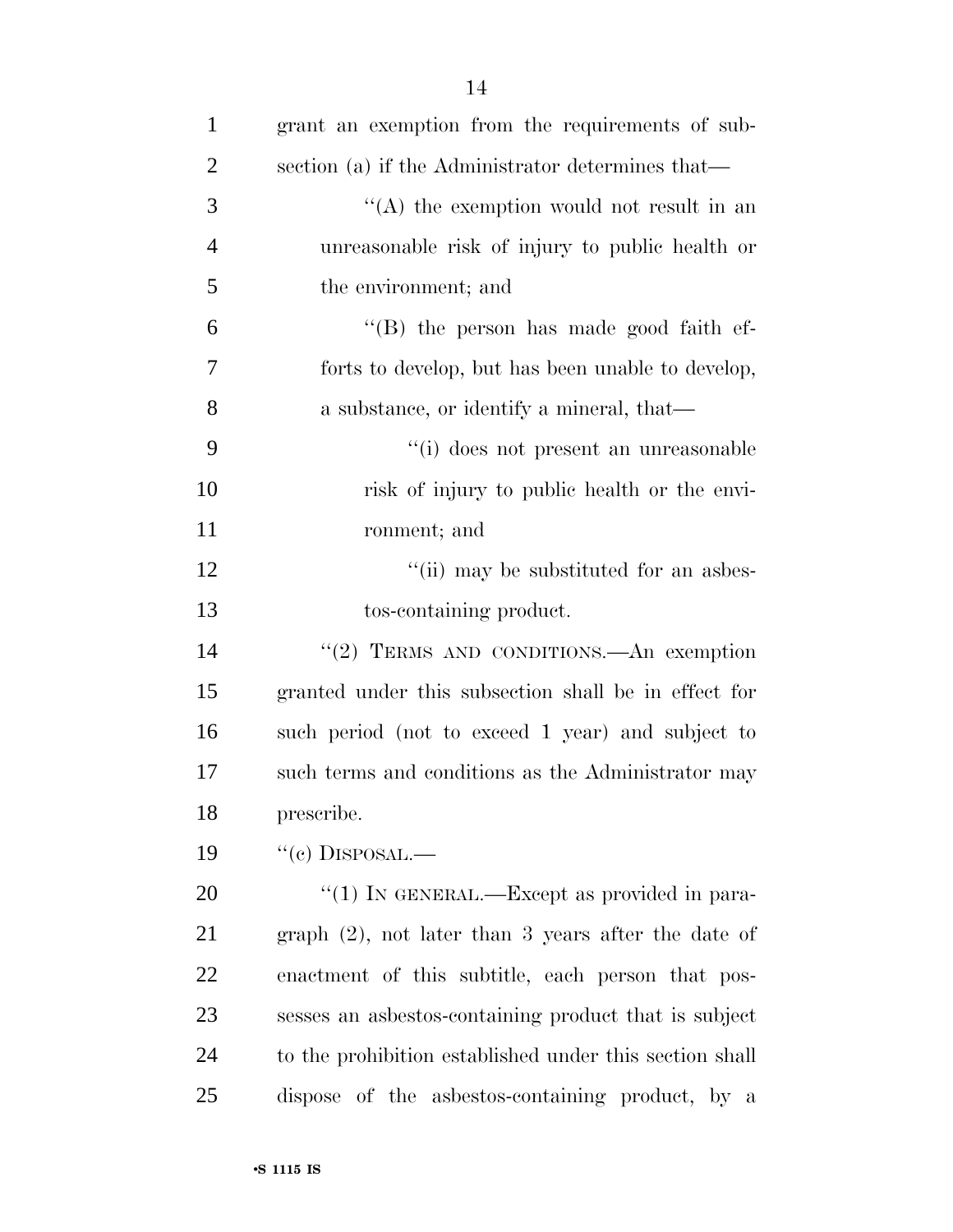grant an exemption from the requirements of subsection (a) if the Administrator determines that—

"(A) the exemption would not result in an unreasonable risk of injury to public health or the environment; and

"(B) the person has made good faith efforts to develop, but has been unable to develop, a substance, or identify a mineral, that—

"(i) does not present an unreasonable risk of injury to public health or the environment; and

"(ii) may be substituted for an asbestos-containing product.

"(2) TERMS AND CONDITIONS.—An exemption granted under this subsection shall be in effect for such period (not to exceed 1 year) and subject to such terms and conditions as the Administrator may prescribe.

"(c) DISPOSAL.—

"(1) IN GENERAL.—Except as provided in paragraph (2), not later than 3 years after the date of enactment of this subtitle, each person that possesses an asbestos-containing product that is subject to the prohibition established under this section shall dispose of the asbestos-containing product, by a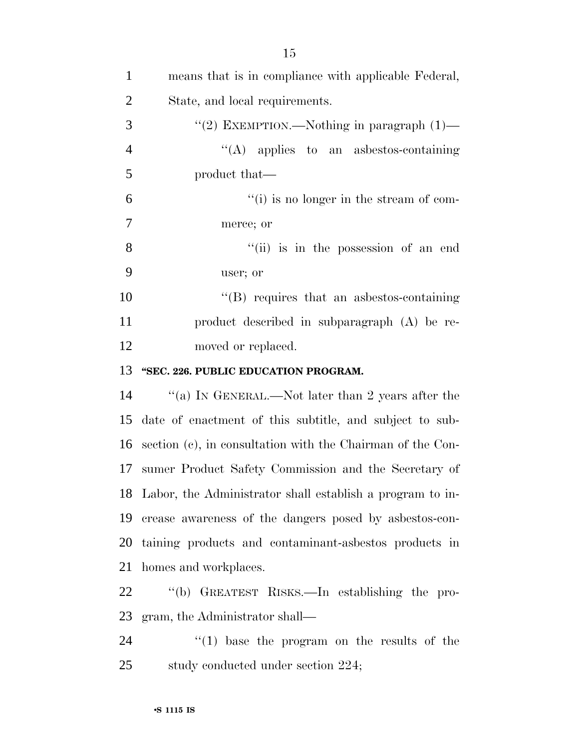means that is in compliance with applicable Federal, State, and local requirements.

"(2) EXEMPTION.—Nothing in paragraph (1)—

"(A) applies to an asbestos-containing product that—

"(i) is no longer in the stream of commerce; or

"(ii) is in the possession of an end user; or

"(B) requires that an asbestos-containing product described in subparagraph (A) be removed or replaced.

**"SEC. 226. PUBLIC EDUCATION PROGRAM.**

"(a) IN GENERAL.—Not later than 2 years after the date of enactment of this subtitle, and subject to subsection (c), in consultation with the Chairman of the Consumer Product Safety Commission and the Secretary of Labor, the Administrator shall establish a program to increase awareness of the dangers posed by asbestos-containing products and contaminant-asbestos products in homes and workplaces.

"(b) GREATEST RISKS.—In establishing the program, the Administrator shall—

"(1) base the program on the results of the study conducted under section 224;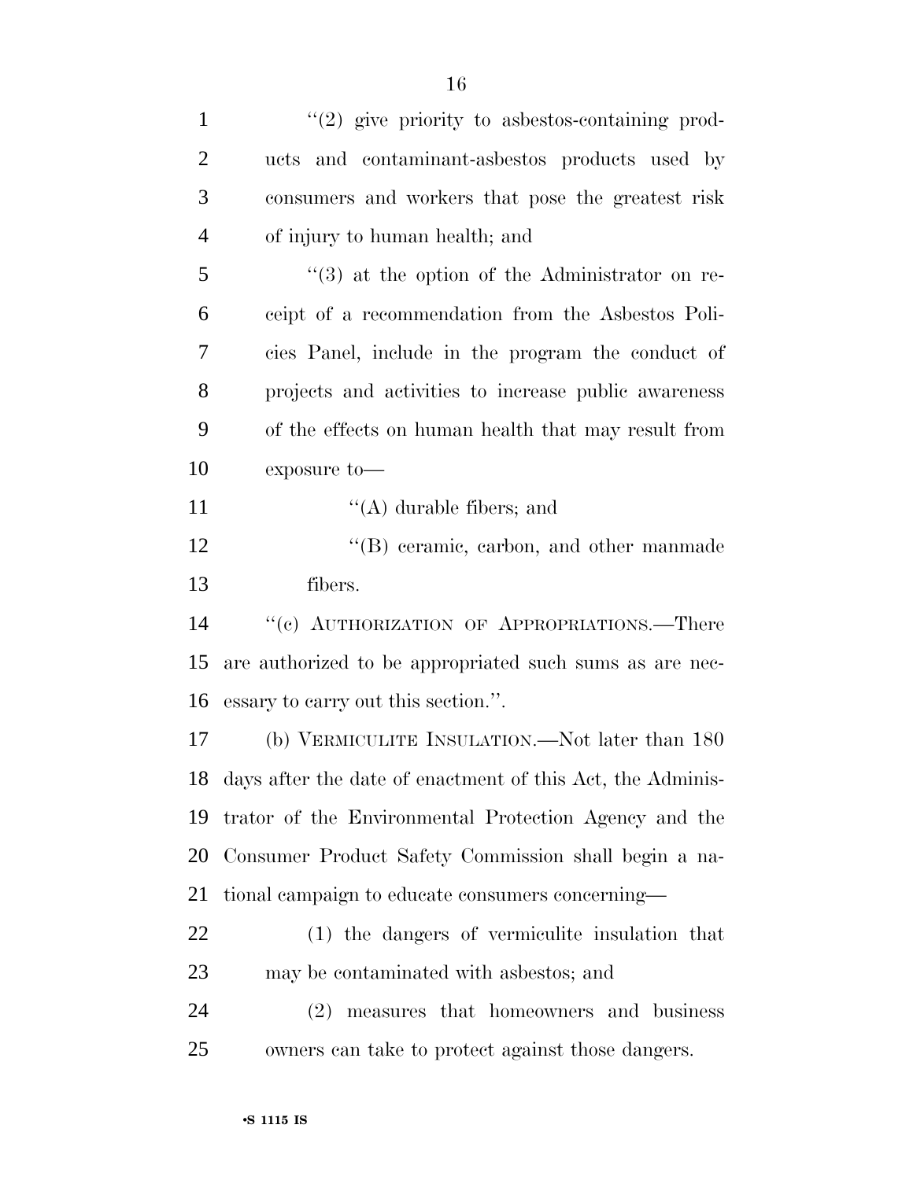"(2) give priority to asbestos-containing products and contaminant-asbestos products used by consumers and workers that pose the greatest risk of injury to human health; and

"(3) at the option of the Administrator on receipt of a recommendation from the Asbestos Policies Panel, include in the program the conduct of projects and activities to increase public awareness of the effects on human health that may result from exposure to—

"(A) durable fibers; and

"(B) ceramic, carbon, and other manmade fibers.

"(c) AUTHORIZATION OF APPROPRIATIONS.—There are authorized to be appropriated such sums as are necessary to carry out this section.".

(b) VERMICULITE INSULATION.—Not later than 180 days after the date of enactment of this Act, the Administrator of the Environmental Protection Agency and the Consumer Product Safety Commission shall begin a national campaign to educate consumers concerning—

(1) the dangers of vermiculite insulation that may be contaminated with asbestos; and

(2) measures that homeowners and business owners can take to protect against those dangers.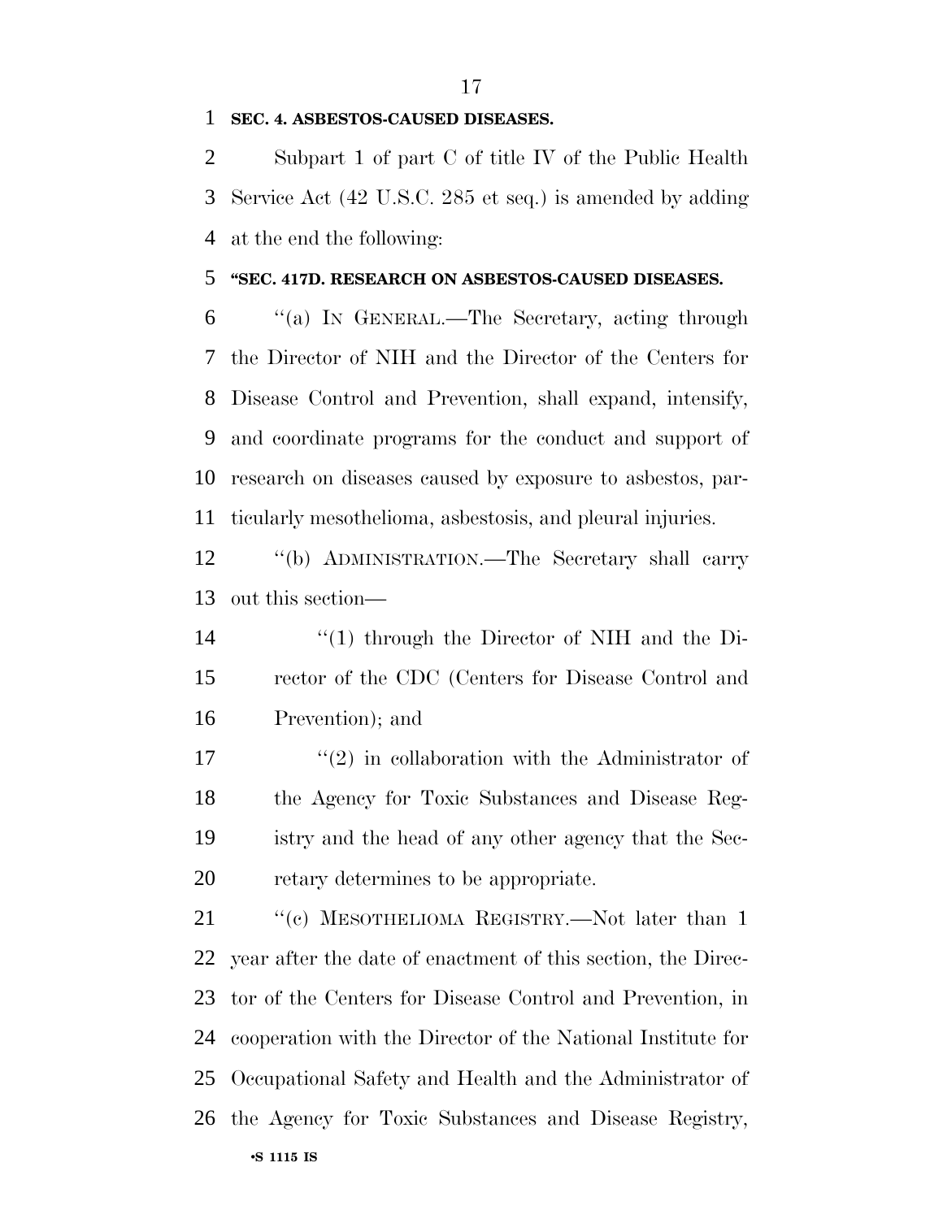**SEC. 4. ASBESTOS-CAUSED DISEASES.**

Subpart 1 of part C of title IV of the Public Health Service Act (42 U.S.C. 285 et seq.) is amended by adding at the end the following:

**"SEC. 417D. RESEARCH ON ASBESTOS-CAUSED DISEASES.**

"(a) IN GENERAL.—The Secretary, acting through the Director of NIH and the Director of the Centers for Disease Control and Prevention, shall expand, intensify, and coordinate programs for the conduct and support of research on diseases caused by exposure to asbestos, particularly mesothelioma, asbestosis, and pleural injuries.

"(b) ADMINISTRATION.—The Secretary shall carry out this section—

"(1) through the Director of NIH and the Director of the CDC (Centers for Disease Control and Prevention); and

"(2) in collaboration with the Administrator of the Agency for Toxic Substances and Disease Registry and the head of any other agency that the Secretary determines to be appropriate.

"(c) MESOTHELIOMA REGISTRY.—Not later than 1 year after the date of enactment of this section, the Director of the Centers for Disease Control and Prevention, in cooperation with the Director of the National Institute for Occupational Safety and Health and the Administrator of the Agency for Toxic Substances and Disease Registry,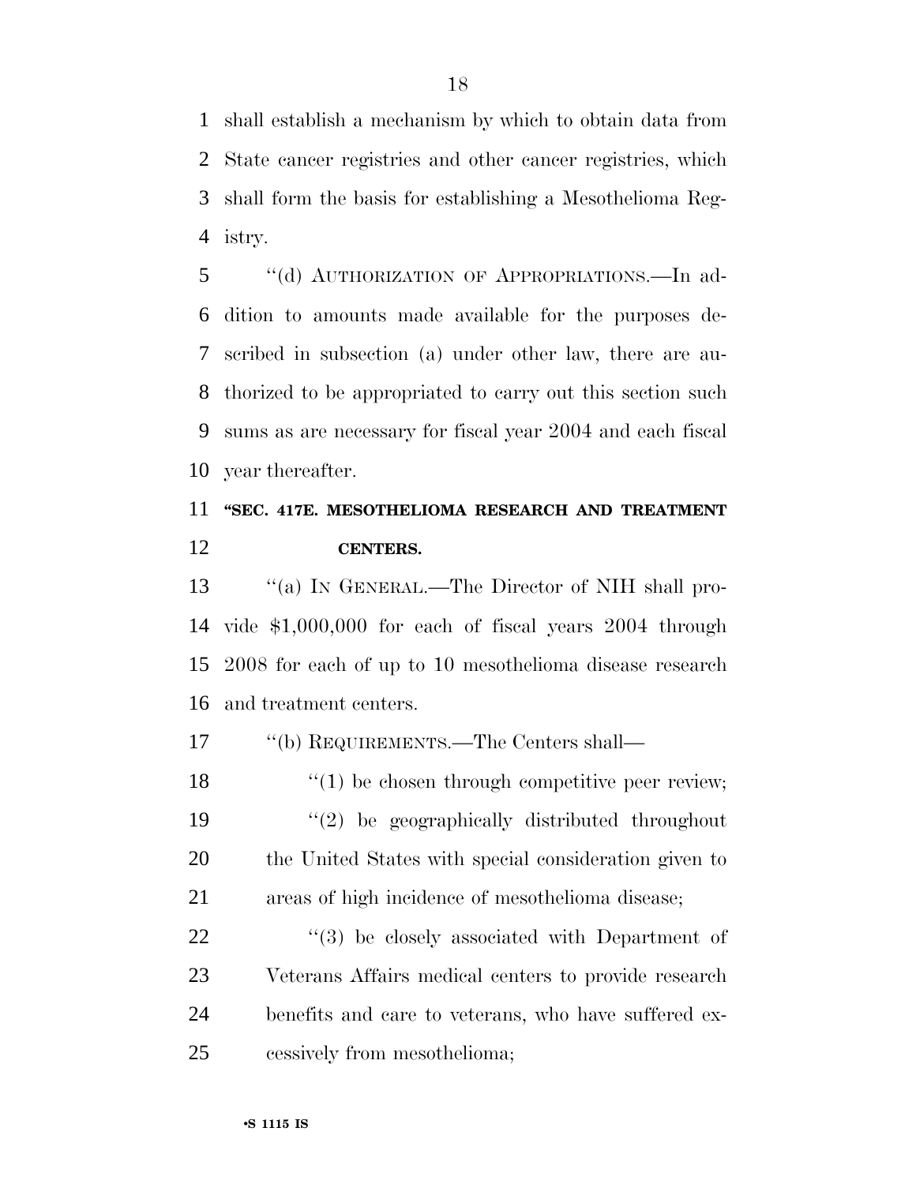shall establish a mechanism by which to obtain data from State cancer registries and other cancer registries, which shall form the basis for establishing a Mesothelioma Registry.

''(d) AUTHORIZATION OF APPROPRIATIONS.—In addition to amounts made available for the purposes described in subsection (a) under other law, there are authorized to be appropriated to carry out this section such sums as are necessary for fiscal year 2004 and each fiscal year thereafter.

### ''SEC. 417E. MESOTHELIOMA RESEARCH AND TREATMENT CENTERS.

''(a) IN GENERAL.—The Director of NIH shall provide $1,000,000 for each of fiscal years 2004 through 2008 for each of up to 10 mesothelioma disease research and treatment centers.

''(b) REQUIREMENTS.—The Centers shall—

''(1) be chosen through competitive peer review;

''(2) be geographically distributed throughout the United States with special consideration given to areas of high incidence of mesothelioma disease;

''(3) be closely associated with Department of Veterans Affairs medical centers to provide research benefits and care to veterans, who have suffered excessively from mesothelioma;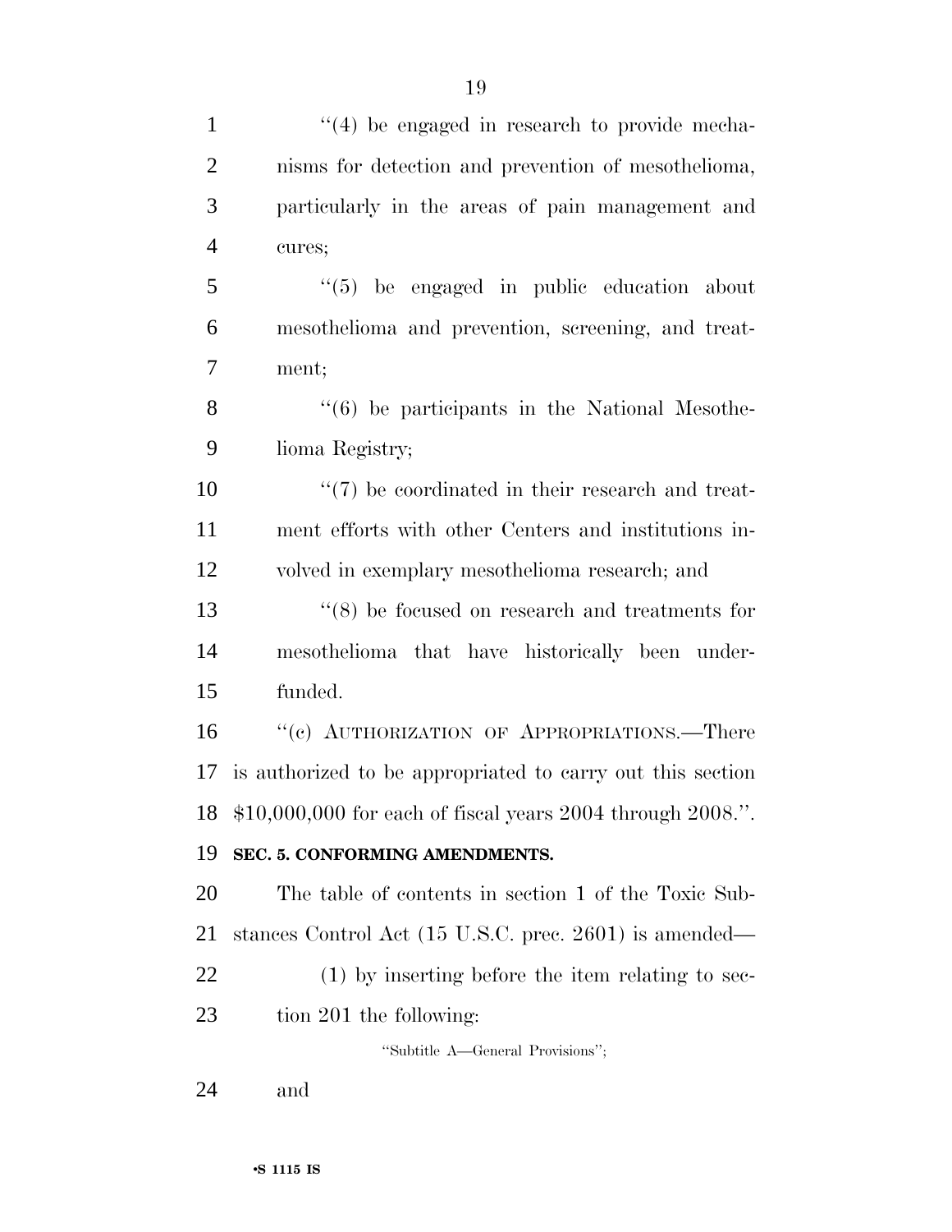''(4) be engaged in research to provide mechanisms for detection and prevention of mesothelioma, particularly in the areas of pain management and cures;

''(5) be engaged in public education about mesothelioma and prevention, screening, and treatment;

''(6) be participants in the National Mesothelioma Registry;

''(7) be coordinated in their research and treatment efforts with other Centers and institutions involved in exemplary mesothelioma research; and

''(8) be focused on research and treatments for mesothelioma that have historically been underfunded.

''(c) AUTHORIZATION OF APPROPRIATIONS.—There is authorized to be appropriated to carry out this section $10,000,000 for each of fiscal years 2004 through 2008.''.

**SEC. 5. CONFORMING AMENDMENTS.**

The table of contents in section 1 of the Toxic Substances Control Act (15 U.S.C. prec. 2601) is amended—

(1) by inserting before the item relating to section 201 the following:

''Subtitle A—General Provisions'';

and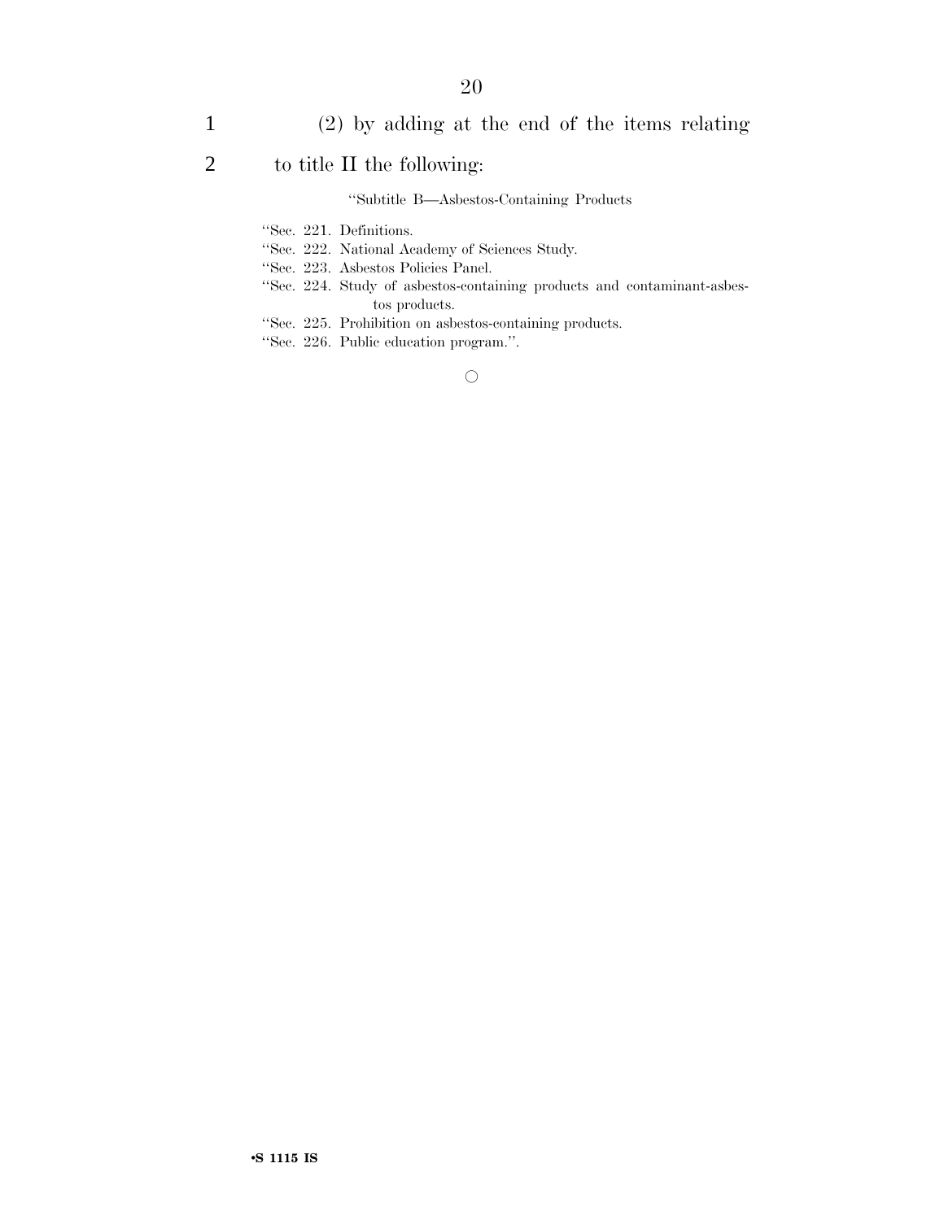(2) by adding at the end of the items relating to title II the following:

"Subtitle B—Asbestos-Containing Products

"Sec. 221. Definitions.
"Sec. 222. National Academy of Sciences Study.
"Sec. 223. Asbestos Policies Panel.
"Sec. 224. Study of asbestos-containing products and contaminant-asbestos products.
"Sec. 225. Prohibition on asbestos-containing products.
"Sec. 226. Public education program.".

○

•S 1115 IS